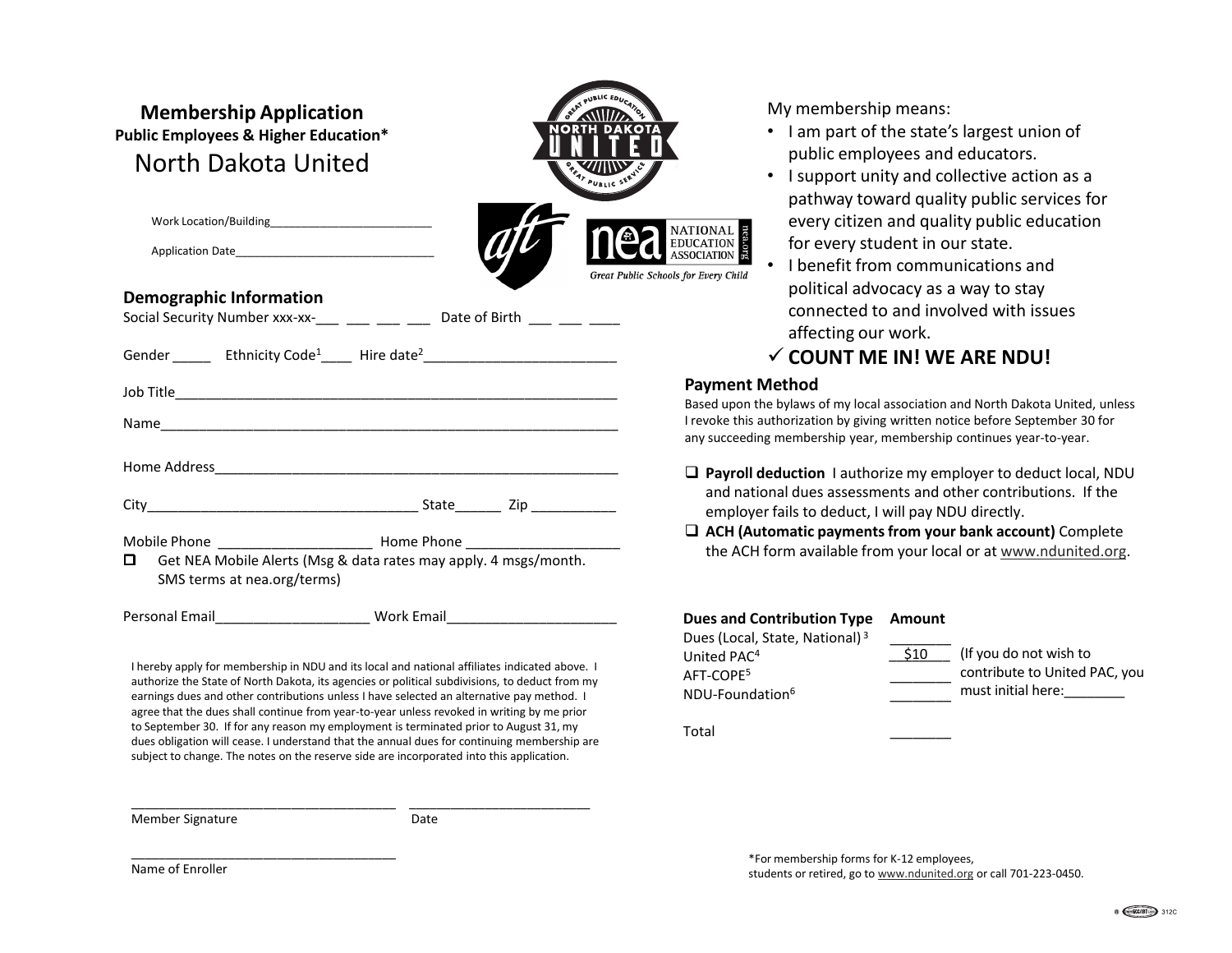# Membership Application

**Public Employees & Higher Education***

## North Dakota United

Work Location/Building__________________________

Application Date________________________________

### Demographic Information

Social Security Number xxx-xx-___ ___ ___ ___ Date of Birth ___ ___ ____

Gender _____ Ethnicity Code[1]____ Hire date[2]_________________________

Job Title___________________________________________________________

Name______________________________________________________________

Home Address_______________________________________________________

City____________________________________ State______ Zip ___________

Mobile Phone ____________________ Home Phone ____________________

☐ Get NEA Mobile Alerts (Msg & data rates may apply. 4 msgs/month. SMS terms at nea.org/terms)

Personal Email____________________ Work Email______________________

I hereby apply for membership in NDU and its local and national affiliates indicated above. I authorize the State of North Dakota, its agencies or political subdivisions, to deduct from my earnings dues and other contributions unless I have selected an alternative pay method. I agree that the dues shall continue from year-to-year unless revoked in writing by me prior to September 30. If for any reason my employment is terminated prior to August 31, my dues obligation will cease. I understand that the annual dues for continuing membership are subject to change. The notes on the reserve side are incorporated into this application.

_____________________________________ _________________________

Member Signature Date

_____________________________________

Name of Enroller

My membership means:

- I am part of the state's largest union of public employees and educators.
- I support unity and collective action as a pathway toward quality public services for every citizen and quality public education for every student in our state.
- I benefit from communications and political advocacy as a way to stay connected to and involved with issues affecting our work.

✓ **COUNT ME IN! WE ARE NDU!**

### Payment Method

Based upon the bylaws of my local association and North Dakota United, unless I revoke this authorization by giving written notice before September 30 for any succeeding membership year, membership continues year-to-year.

☐ **Payroll deduction** I authorize my employer to deduct local, NDU and national dues assessments and other contributions. If the employer fails to deduct, I will pay NDU directly.

☐ **ACH (Automatic payments from your bank account)** Complete the ACH form available from your local or at www.ndunited.org.

| **Dues and Contribution Type** | **Amount** | |
|---|---|---|
| Dues (Local, State, National)[3] | ________ | |
| United PAC[4] | $10 | (If you do not wish to contribute to United PAC, you must initial here:________ |
| AFT-COPE[5] | ________ | |
| NDU-Foundation[6] | ________ | |
| Total | ________ | |

*For membership forms for K-12 employees, students or retired, go to www.ndunited.org or call 701-223-0450.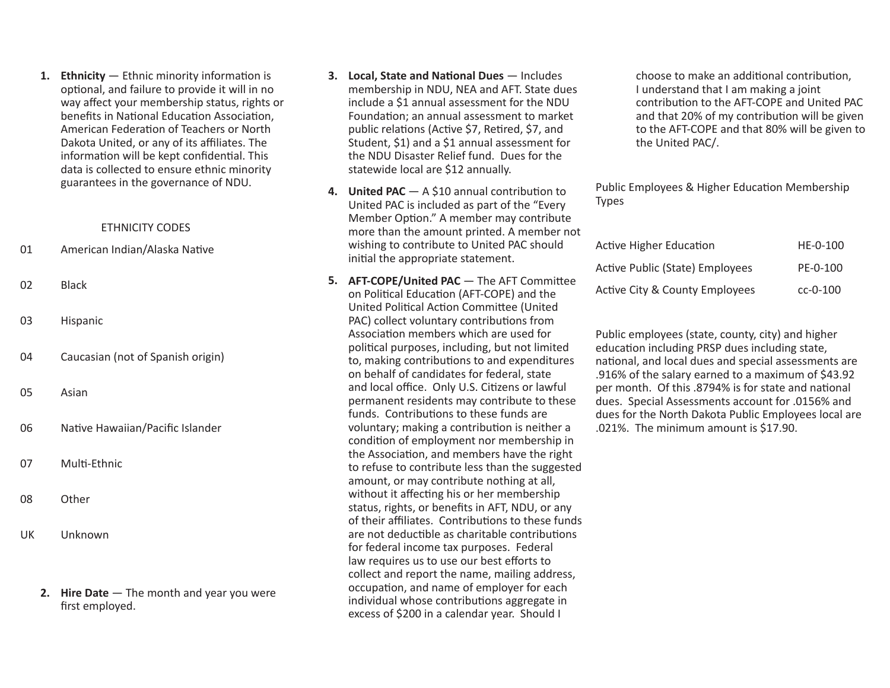1. **Ethnicity** — Ethnic minority information is optional, and failure to provide it will in no way affect your membership status, rights or benefits in National Education Association, American Federation of Teachers or North Dakota United, or any of its affiliates. The information will be kept confidential. This data is collected to ensure ethnic minority guarantees in the governance of NDU.

ETHNICITY CODES

| | |
|---|---|
| 01 | American Indian/Alaska Native |
| 02 | Black |
| 03 | Hispanic |
| 04 | Caucasian (not of Spanish origin) |
| 05 | Asian |
| 06 | Native Hawaiian/Pacific Islander |
| 07 | Multi-Ethnic |
| 08 | Other |
| UK | Unknown |

2. **Hire Date** — The month and year you were first employed.

3. **Local, State and National Dues** — Includes membership in NDU, NEA and AFT. State dues include a $1 annual assessment for the NDU Foundation; an annual assessment to market public relations (Active $7, Retired, $7, and Student, $1) and a $1 annual assessment for the NDU Disaster Relief fund. Dues for the statewide local are $12 annually.

4. **United PAC** — A $10 annual contribution to United PAC is included as part of the "Every Member Option." A member may contribute more than the amount printed. A member not wishing to contribute to United PAC should initial the appropriate statement.

5. **AFT-COPE/United PAC** — The AFT Committee on Political Education (AFT-COPE) and the United Political Action Committee (United PAC) collect voluntary contributions from Association members which are used for political purposes, including, but not limited to, making contributions to and expenditures on behalf of candidates for federal, state and local office. Only U.S. Citizens or lawful permanent residents may contribute to these funds. Contributions to these funds are voluntary; making a contribution is neither a condition of employment nor membership in the Association, and members have the right to refuse to contribute less than the suggested amount, or may contribute nothing at all, without it affecting his or her membership status, rights, or benefits in AFT, NDU, or any of their affiliates. Contributions to these funds are not deductible as charitable contributions for federal income tax purposes. Federal law requires us to use our best efforts to collect and report the name, mailing address, occupation, and name of employer for each individual whose contributions aggregate in excess of $200 in a calendar year. Should I choose to make an additional contribution, I understand that I am making a joint contribution to the AFT-COPE and United PAC and that 20% of my contribution will be given to the AFT-COPE and that 80% will be given to the United PAC/.

Public Employees & Higher Education Membership Types

| | |
|---|---|
| Active Higher Education | HE-0-100 |
| Active Public (State) Employees | PE-0-100 |
| Active City & County Employees | cc-0-100 |

Public employees (state, county, city) and higher education including PRSP dues including state, national, and local dues and special assessments are .916% of the salary earned to a maximum of $43.92 per month. Of this .8794% is for state and national dues. Special Assessments account for .0156% and dues for the North Dakota Public Employees local are .021%. The minimum amount is $17.90.